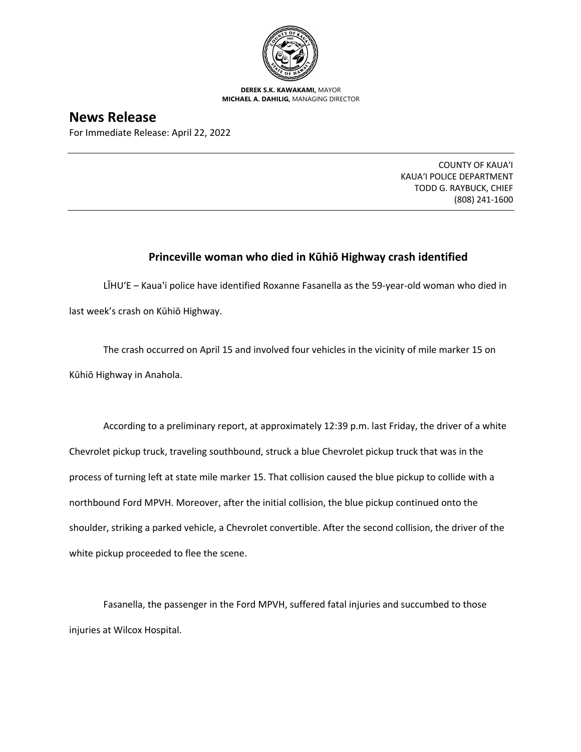**DEREK S.K. KAWAKAMI,** MAYOR
**MICHAEL A. DAHILIG,** MANAGING DIRECTOR

# News Release

For Immediate Release: April 22, 2022

---

COUNTY OF KAUAʻI
KAUAʻI POLICE DEPARTMENT
TODD G. RAYBUCK, CHIEF
(808) 241-1600

---

## Princeville woman who died in Kūhiō Highway crash identified

LĪHUʻE – Kauaʻi police have identified Roxanne Fasanella as the 59-year-old woman who died in last week's crash on Kūhiō Highway.

The crash occurred on April 15 and involved four vehicles in the vicinity of mile marker 15 on Kūhiō Highway in Anahola.

According to a preliminary report, at approximately 12:39 p.m. last Friday, the driver of a white Chevrolet pickup truck, traveling southbound, struck a blue Chevrolet pickup truck that was in the process of turning left at state mile marker 15. That collision caused the blue pickup to collide with a northbound Ford MPVH. Moreover, after the initial collision, the blue pickup continued onto the shoulder, striking a parked vehicle, a Chevrolet convertible. After the second collision, the driver of the white pickup proceeded to flee the scene.

Fasanella, the passenger in the Ford MPVH, suffered fatal injuries and succumbed to those injuries at Wilcox Hospital.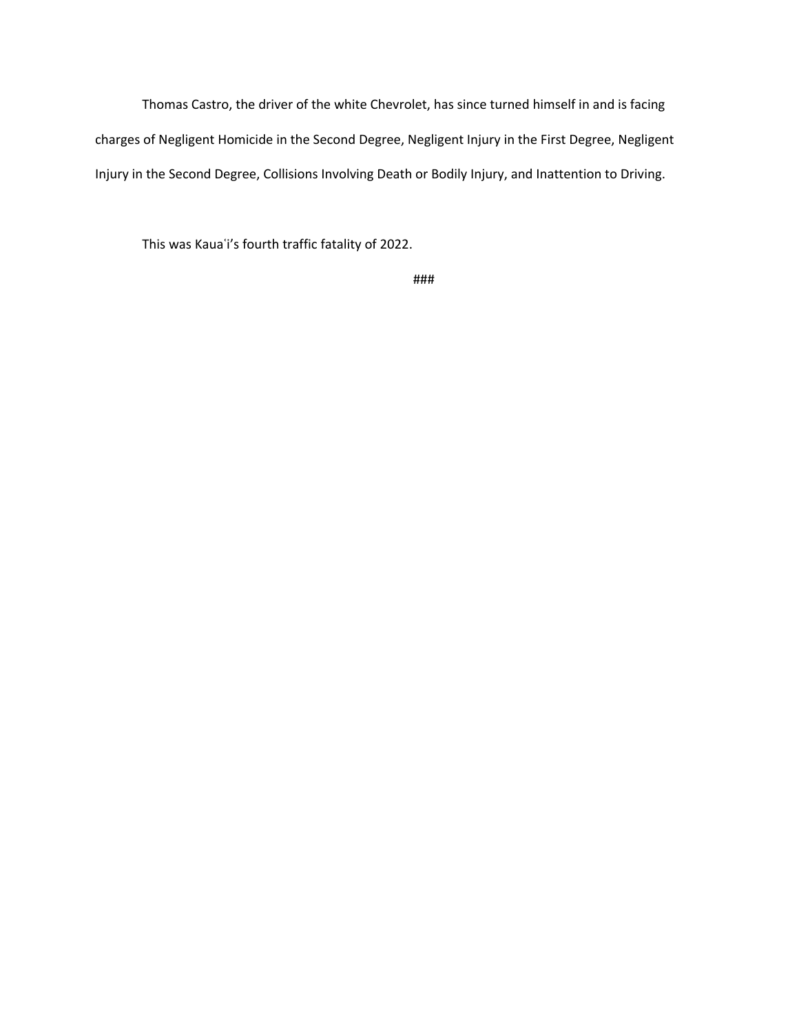Thomas Castro, the driver of the white Chevrolet, has since turned himself in and is facing charges of Negligent Homicide in the Second Degree, Negligent Injury in the First Degree, Negligent Injury in the Second Degree, Collisions Involving Death or Bodily Injury, and Inattention to Driving.

This was Kauaʽi's fourth traffic fatality of 2022.

###